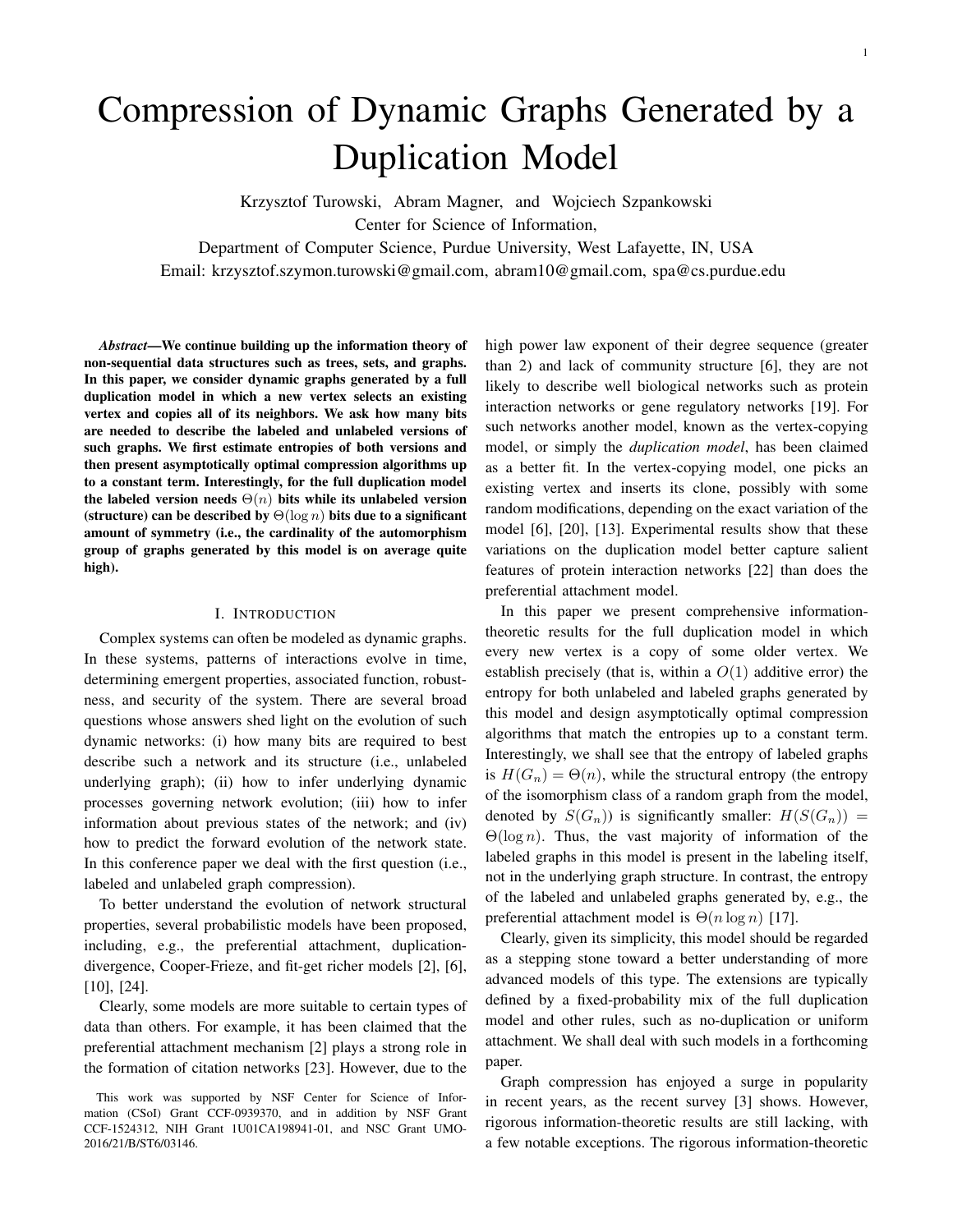# Compression of Dynamic Graphs Generated by a Duplication Model

Krzysztof Turowski, Abram Magner, and Wojciech Szpankowski
Center for Science of Information,
Department of Computer Science, Purdue University, West Lafayette, IN, USA
Email: krzysztof.szymon.turowski@gmail.com, abram10@gmail.com, spa@cs.purdue.edu

***Abstract*—We continue building up the information theory of non-sequential data structures such as trees, sets, and graphs. In this paper, we consider dynamic graphs generated by a full duplication model in which a new vertex selects an existing vertex and copies all of its neighbors. We ask how many bits are needed to describe the labeled and unlabeled versions of such graphs. We first estimate entropies of both versions and then present asymptotically optimal compression algorithms up to a constant term. Interestingly, for the full duplication model the labeled version needs $\Theta(n)$ bits while its unlabeled version (structure) can be described by $\Theta(\log n)$ bits due to a significant amount of symmetry (i.e., the cardinality of the automorphism group of graphs generated by this model is on average quite high).**

## I. Introduction

Complex systems can often be modeled as dynamic graphs. In these systems, patterns of interactions evolve in time, determining emergent properties, associated function, robustness, and security of the system. There are several broad questions whose answers shed light on the evolution of such dynamic networks: (i) how many bits are required to best describe such a network and its structure (i.e., unlabeled underlying graph); (ii) how to infer underlying dynamic processes governing network evolution; (iii) how to infer information about previous states of the network; and (iv) how to predict the forward evolution of the network state. In this conference paper we deal with the first question (i.e., labeled and unlabeled graph compression).

To better understand the evolution of network structural properties, several probabilistic models have been proposed, including, e.g., the preferential attachment, duplication-divergence, Cooper-Frieze, and fit-get richer models [2], [6], [10], [24].

Clearly, some models are more suitable to certain types of data than others. For example, it has been claimed that the preferential attachment mechanism [2] plays a strong role in the formation of citation networks [23]. However, due to the high power law exponent of their degree sequence (greater than 2) and lack of community structure [6], they are not likely to describe well biological networks such as protein interaction networks or gene regulatory networks [19]. For such networks another model, known as the vertex-copying model, or simply the *duplication model*, has been claimed as a better fit. In the vertex-copying model, one picks an existing vertex and inserts its clone, possibly with some random modifications, depending on the exact variation of the model [6], [20], [13]. Experimental results show that these variations on the duplication model better capture salient features of protein interaction networks [22] than does the preferential attachment model.

In this paper we present comprehensive information-theoretic results for the full duplication model in which every new vertex is a copy of some older vertex. We establish precisely (that is, within a $O(1)$ additive error) the entropy for both unlabeled and labeled graphs generated by this model and design asymptotically optimal compression algorithms that match the entropies up to a constant term. Interestingly, we shall see that the entropy of labeled graphs is $H(G_n) = \Theta(n)$, while the structural entropy (the entropy of the isomorphism class of a random graph from the model, denoted by $S(G_n)$) is significantly smaller: $H(S(G_n)) = \Theta(\log n)$. Thus, the vast majority of information of the labeled graphs in this model is present in the labeling itself, not in the underlying graph structure. In contrast, the entropy of the labeled and unlabeled graphs generated by, e.g., the preferential attachment model is $\Theta(n \log n)$ [17].

Clearly, given its simplicity, this model should be regarded as a stepping stone toward a better understanding of more advanced models of this type. The extensions are typically defined by a fixed-probability mix of the full duplication model and other rules, such as no-duplication or uniform attachment. We shall deal with such models in a forthcoming paper.

Graph compression has enjoyed a surge in popularity in recent years, as the recent survey [3] shows. However, rigorous information-theoretic results are still lacking, with a few notable exceptions. The rigorous information-theoretic

This work was supported by NSF Center for Science of Information (CSoI) Grant CCF-0939370, and in addition by NSF Grant CCF-1524312, NIH Grant 1U01CA198941-01, and NSC Grant UMO-2016/21/B/ST6/03146.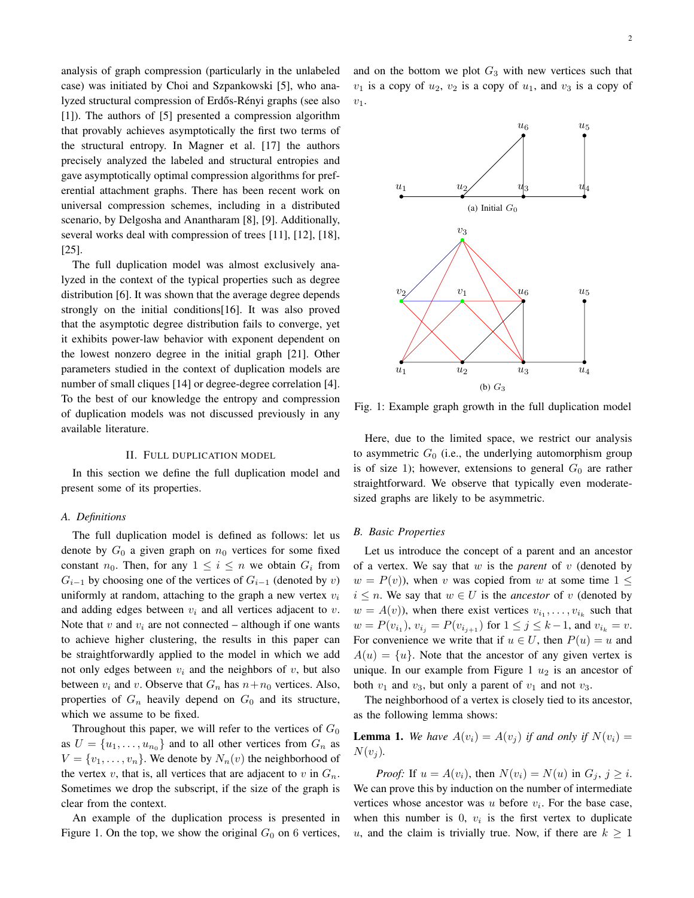analysis of graph compression (particularly in the unlabeled case) was initiated by Choi and Szpankowski [5], who analyzed structural compression of Erdős-Rényi graphs (see also [1]). The authors of [5] presented a compression algorithm that provably achieves asymptotically the first two terms of the structural entropy. In Magner et al. [17] the authors precisely analyzed the labeled and structural entropies and gave asymptotically optimal compression algorithms for preferential attachment graphs. There has been recent work on universal compression schemes, including in a distributed scenario, by Delgosha and Anantharam [8], [9]. Additionally, several works deal with compression of trees [11], [12], [18], [25].

The full duplication model was almost exclusively analyzed in the context of the typical properties such as degree distribution [6]. It was shown that the average degree depends strongly on the initial conditions[16]. It was also proved that the asymptotic degree distribution fails to converge, yet it exhibits power-law behavior with exponent dependent on the lowest nonzero degree in the initial graph [21]. Other parameters studied in the context of duplication models are number of small cliques [14] or degree-degree correlation [4]. To the best of our knowledge the entropy and compression of duplication models was not discussed previously in any available literature.

## II. Full duplication model

In this section we define the full duplication model and present some of its properties.

### A. Definitions

The full duplication model is defined as follows: let us denote by $G_0$ a given graph on $n_0$ vertices for some fixed constant $n_0$. Then, for any $1 \leq i \leq n$ we obtain $G_i$ from $G_{i-1}$ by choosing one of the vertices of $G_{i-1}$ (denoted by $v$) uniformly at random, attaching to the graph a new vertex $v_i$ and adding edges between $v_i$ and all vertices adjacent to $v$. Note that $v$ and $v_i$ are not connected – although if one wants to achieve higher clustering, the results in this paper can be straightforwardly applied to the model in which we add not only edges between $v_i$ and the neighbors of $v$, but also between $v_i$ and $v$. Observe that $G_n$ has $n+n_0$ vertices. Also, properties of $G_n$ heavily depend on $G_0$ and its structure, which we assume to be fixed.

Throughout this paper, we will refer to the vertices of $G_0$ as $U = \{u_1, \ldots, u_{n_0}\}$ and to all other vertices from $G_n$ as $V = \{v_1, \ldots, v_n\}$. We denote by $N_n(v)$ the neighborhood of the vertex $v$, that is, all vertices that are adjacent to $v$ in $G_n$. Sometimes we drop the subscript, if the size of the graph is clear from the context.

An example of the duplication process is presented in Figure 1. On the top, we show the original $G_0$ on 6 vertices, and on the bottom we plot $G_3$ with new vertices such that $v_1$ is a copy of $u_2$, $v_2$ is a copy of $u_1$, and $v_3$ is a copy of $v_1$.

(a) Initial $G_0$

(b) $G_3$

Fig. 1: Example graph growth in the full duplication model

Here, due to the limited space, we restrict our analysis to asymmetric $G_0$ (i.e., the underlying automorphism group is of size 1); however, extensions to general $G_0$ are rather straightforward. We observe that typically even moderate-sized graphs are likely to be asymmetric.

### B. Basic Properties

Let us introduce the concept of a parent and an ancestor of a vertex. We say that $w$ is the *parent* of $v$ (denoted by $w = P(v)$), when $v$ was copied from $w$ at some time $1 \leq i \leq n$. We say that $w \in U$ is the *ancestor* of $v$ (denoted by $w = A(v)$), when there exist vertices $v_{i_1}, \ldots, v_{i_k}$ such that $w = P(v_{i_1})$, $v_{i_j} = P(v_{i_{j+1}})$ for $1 \leq j \leq k-1$, and $v_{i_k} = v$. For convenience we write that if $u \in U$, then $P(u) = u$ and $A(u) = \{u\}$. Note that the ancestor of any given vertex is unique. In our example from Figure 1 $u_2$ is an ancestor of both $v_1$ and $v_3$, but only a parent of $v_1$ and not $v_3$.

The neighborhood of a vertex is closely tied to its ancestor, as the following lemma shows:

**Lemma 1.** *We have $A(v_i) = A(v_j)$ if and only if $N(v_i) = N(v_j)$.*

*Proof:* If $u = A(v_i)$, then $N(v_i) = N(u)$ in $G_j$, $j \geq i$. We can prove this by induction on the number of intermediate vertices whose ancestor was $u$ before $v_i$. For the base case, when this number is 0, $v_i$ is the first vertex to duplicate $u$, and the claim is trivially true. Now, if there are $k \geq 1$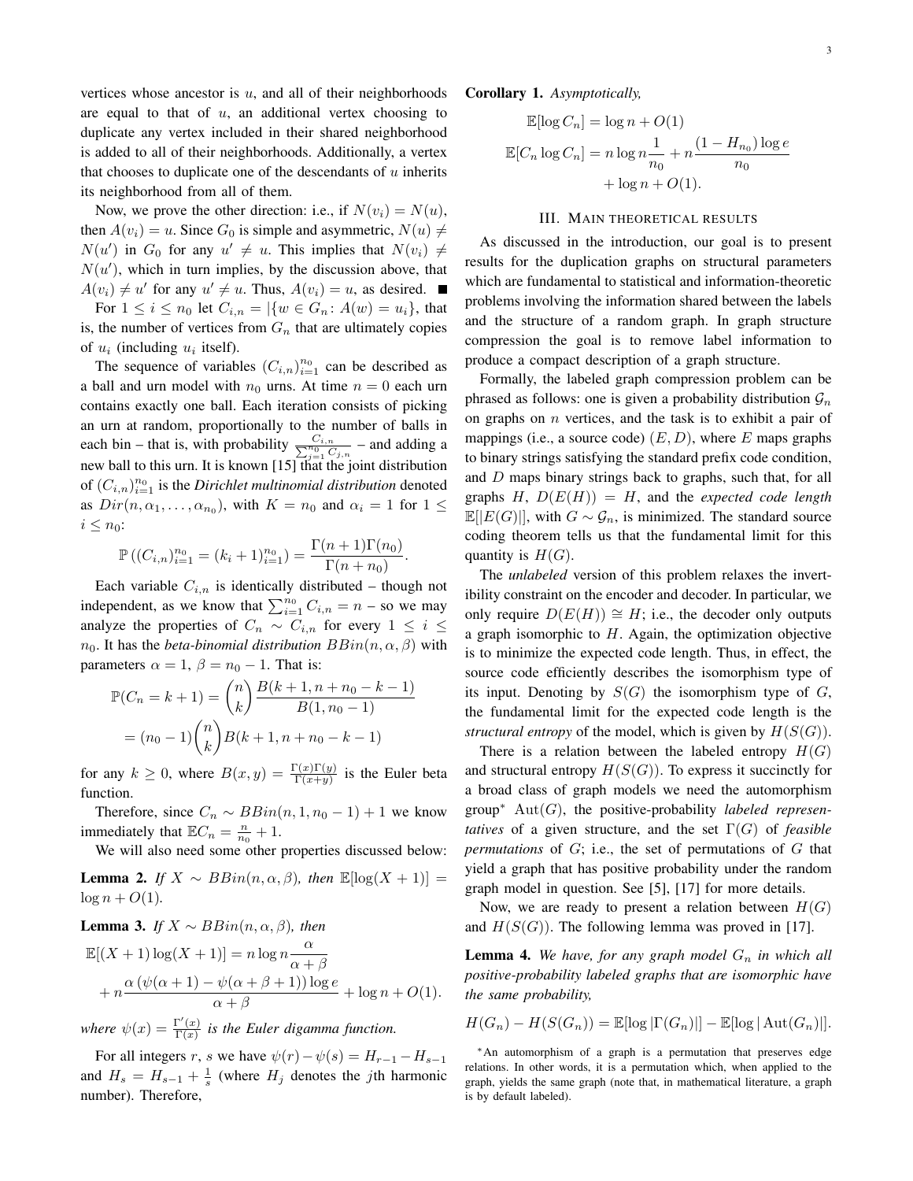vertices whose ancestor is $u$, and all of their neighborhoods are equal to that of $u$, an additional vertex choosing to duplicate any vertex included in their shared neighborhood is added to all of their neighborhoods. Additionally, a vertex that chooses to duplicate one of the descendants of $u$ inherits its neighborhood from all of them.

Now, we prove the other direction: i.e., if $N(v_i) = N(u)$, then $A(v_i) = u$. Since $G_0$ is simple and asymmetric, $N(u) \neq N(u')$ in $G_0$ for any $u' \neq u$. This implies that $N(v_i) \neq N(u')$, which in turn implies, by the discussion above, that $A(v_i) \neq u'$ for any $u' \neq u$. Thus, $A(v_i) = u$, as desired. ■

For $1 \leq i \leq n_0$ let $C_{i,n} = |\{w \in G_n : A(w) = u_i\}$, that is, the number of vertices from $G_n$ that are ultimately copies of $u_i$ (including $u_i$ itself).

The sequence of variables $(C_{i,n})_{i=1}^{n_0}$ can be described as a ball and urn model with $n_0$ urns. At time $n = 0$ each urn contains exactly one ball. Each iteration consists of picking an urn at random, proportionally to the number of balls in each bin – that is, with probability $\frac{C_{i,n}}{\sum_{j=1}^{n_0} C_{j,n}}$ – and adding a new ball to this urn. It is known [15] that the joint distribution of $(C_{i,n})_{i=1}^{n_0}$ is the *Dirichlet multinomial distribution* denoted as $Dir(n, \alpha_1, \ldots, \alpha_{n_0})$, with $K = n_0$ and $\alpha_i = 1$ for $1 \leq i \leq n_0$:

$$\mathbb{P}\left((C_{i,n})_{i=1}^{n_0} = (k_i + 1)_{i=1}^{n_0}\right) = \frac{\Gamma(n+1)\Gamma(n_0)}{\Gamma(n+n_0)}.$$

Each variable $C_{i,n}$ is identically distributed – though not independent, as we know that $\sum_{i=1}^{n_0} C_{i,n} = n$ – so we may analyze the properties of $C_n \sim C_{i,n}$ for every $1 \leq i \leq n_0$. It has the *beta-binomial distribution* $BBin(n, \alpha, \beta)$ with parameters $\alpha = 1$, $\beta = n_0 - 1$. That is:

$$\begin{aligned}
\mathbb{P}(C_n = k+1) &= \binom{n}{k} \frac{B(k+1, n+n_0-k-1)}{B(1, n_0-1)} \\
&= (n_0 - 1)\binom{n}{k} B(k+1, n+n_0-k-1)
\end{aligned}$$

for any $k \geq 0$, where $B(x,y) = \frac{\Gamma(x)\Gamma(y)}{\Gamma(x+y)}$ is the Euler beta function.

Therefore, since $C_n \sim BBin(n, 1, n_0 - 1) + 1$ we know immediately that $\mathbb{E}C_n = \frac{n}{n_0} + 1$.

We will also need some other properties discussed below:

**Lemma 2.** *If $X \sim BBin(n, \alpha, \beta)$, then $\mathbb{E}[\log(X+1)] = \log n + O(1)$.*

**Lemma 3.** *If $X \sim BBin(n, \alpha, \beta)$, then*

$$\begin{aligned}
\mathbb{E}[(X+1)\log(X+1)] &= n \log n \frac{\alpha}{\alpha+\beta} \\
&+ n\frac{\alpha\left(\psi(\alpha+1) - \psi(\alpha+\beta+1)\right)\log e}{\alpha+\beta} + \log n + O(1).
\end{aligned}$$

*where $\psi(x) = \frac{\Gamma'(x)}{\Gamma(x)}$ is the Euler digamma function.*

For all integers $r$, $s$ we have $\psi(r) - \psi(s) = H_{r-1} - H_{s-1}$ and $H_s = H_{s-1} + \frac{1}{s}$ (where $H_j$ denotes the $j$th harmonic number). Therefore,

**Corollary 1.** *Asymptotically,*

$$\begin{aligned}
\mathbb{E}[\log C_n] &= \log n + O(1) \\
\mathbb{E}[C_n \log C_n] &= n \log n \frac{1}{n_0} + n\frac{(1 - H_{n_0})\log e}{n_0} \\
&\quad + \log n + O(1).
\end{aligned}$$

## III. Main theoretical results

As discussed in the introduction, our goal is to present results for the duplication graphs on structural parameters which are fundamental to statistical and information-theoretic problems involving the information shared between the labels and the structure of a random graph. In graph structure compression the goal is to remove label information to produce a compact description of a graph structure.

Formally, the labeled graph compression problem can be phrased as follows: one is given a probability distribution $\mathcal{G}_n$ on graphs on $n$ vertices, and the task is to exhibit a pair of mappings (i.e., a source code) $(E, D)$, where $E$ maps graphs to binary strings satisfying the standard prefix code condition, and $D$ maps binary strings back to graphs, such that, for all graphs $H$, $D(E(H)) = H$, and the *expected code length* $\mathbb{E}[|E(G)|]$, with $G \sim \mathcal{G}_n$, is minimized. The standard source coding theorem tells us that the fundamental limit for this quantity is $H(G)$.

The *unlabeled* version of this problem relaxes the invertibility constraint on the encoder and decoder. In particular, we only require $D(E(H)) \cong H$; i.e., the decoder only outputs a graph isomorphic to $H$. Again, the optimization objective is to minimize the expected code length. Thus, in effect, the source code efficiently describes the isomorphism type of its input. Denoting by $S(G)$ the isomorphism type of $G$, the fundamental limit for the expected code length is the *structural entropy* of the model, which is given by $H(S(G))$.

There is a relation between the labeled entropy $H(G)$ and structural entropy $H(S(G))$. To express it succinctly for a broad class of graph models we need the automorphism group* $\mathrm{Aut}(G)$, the positive-probability *labeled representatives* of a given structure, and the set $\Gamma(G)$ of *feasible permutations* of $G$; i.e., the set of permutations of $G$ that yield a graph that has positive probability under the random graph model in question. See [5], [17] for more details.

Now, we are ready to present a relation between $H(G)$ and $H(S(G))$. The following lemma was proved in [17].

**Lemma 4.** *We have, for any graph model $G_n$ in which all positive-probability labeled graphs that are isomorphic have the same probability,*

$$H(G_n) - H(S(G_n)) = \mathbb{E}[\log|\Gamma(G_n)|] - \mathbb{E}[\log|\mathrm{Aut}(G_n)|].$$

*An automorphism of a graph is a permutation that preserves edge relations. In other words, it is a permutation which, when applied to the graph, yields the same graph (note that, in mathematical literature, a graph is by default labeled).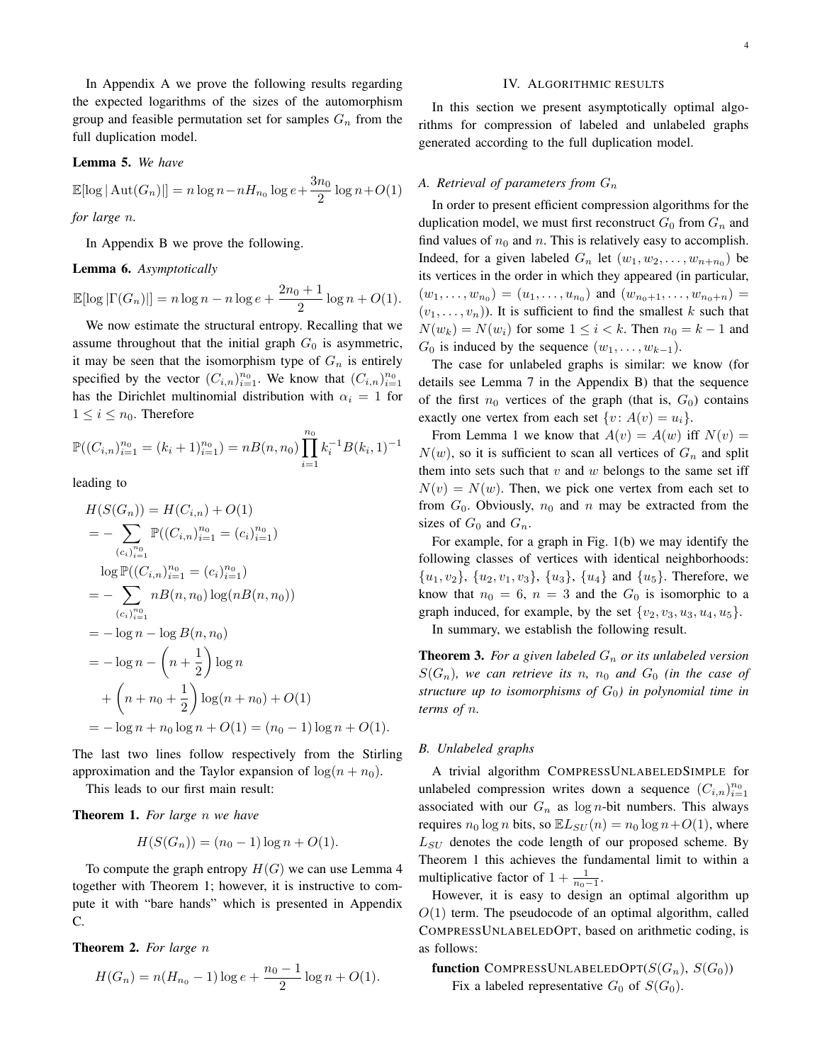In Appendix A we prove the following results regarding the expected logarithms of the sizes of the automorphism group and feasible permutation set for samples $G_n$ from the full duplication model.

**Lemma 5.** *We have*

$$\mathbb{E}[\log|\mathrm{Aut}(G_n)|] = n\log n - nH_{n_0}\log e + \frac{3n_0}{2}\log n + O(1)$$

*for large* $n$.

In Appendix B we prove the following.

**Lemma 6.** *Asymptotically*

$$\mathbb{E}[\log|\Gamma(G_n)|] = n\log n - n\log e + \frac{2n_0+1}{2}\log n + O(1).$$

We now estimate the structural entropy. Recalling that we assume throughout that the initial graph $G_0$ is asymmetric, it may be seen that the isomorphism type of $G_n$ is entirely specified by the vector $(C_{i,n})_{i=1}^{n_0}$. We know that $(C_{i,n})_{i=1}^{n_0}$ has the Dirichlet multinomial distribution with $\alpha_i = 1$ for $1 \le i \le n_0$. Therefore

$$\mathbb{P}((C_{i,n})_{i=1}^{n_0} = (k_i+1)_{i=1}^{n_0}) = nB(n, n_0)\prod_{i=1}^{n_0} k_i^{-1}B(k_i, 1)^{-1}$$

leading to

$$\begin{aligned}
H(S(G_n)) &= H(C_{i,n}) + O(1) \\
&= -\sum_{(c_i)_{i=1}^{n_0}} \mathbb{P}((C_{i,n})_{i=1}^{n_0} = (c_i)_{i=1}^{n_0}) \\
&\quad \log \mathbb{P}((C_{i,n})_{i=1}^{n_0} = (c_i)_{i=1}^{n_0}) \\
&= -\sum_{(c_i)_{i=1}^{n_0}} nB(n, n_0)\log(nB(n, n_0)) \\
&= -\log n - \log B(n, n_0) \\
&= -\log n - \left(n + \frac{1}{2}\right)\log n \\
&\quad + \left(n + n_0 + \frac{1}{2}\right)\log(n + n_0) + O(1) \\
&= -\log n + n_0\log n + O(1) = (n_0 - 1)\log n + O(1).
\end{aligned}$$

The last two lines follow respectively from the Stirling approximation and the Taylor expansion of $\log(n + n_0)$.

This leads to our first main result:

**Theorem 1.** *For large* $n$ *we have*

$$H(S(G_n)) = (n_0 - 1)\log n + O(1).$$

To compute the graph entropy $H(G)$ we can use Lemma 4 together with Theorem 1; however, it is instructive to compute it with "bare hands" which is presented in Appendix C.

**Theorem 2.** *For large* $n$

$$H(G_n) = n(H_{n_0} - 1)\log e + \frac{n_0 - 1}{2}\log n + O(1).$$

## IV. Algorithmic results

In this section we present asymptotically optimal algorithms for compression of labeled and unlabeled graphs generated according to the full duplication model.

### A. Retrieval of parameters from $G_n$

In order to present efficient compression algorithms for the duplication model, we must first reconstruct $G_0$ from $G_n$ and find values of $n_0$ and $n$. This is relatively easy to accomplish. Indeed, for a given labeled $G_n$ let $(w_1, w_2, \ldots, w_{n+n_0})$ be its vertices in the order in which they appeared (in particular, $(w_1, \ldots, w_{n_0}) = (u_1, \ldots, u_{n_0})$ and $(w_{n_0+1}, \ldots, w_{n_0+n}) = (v_1, \ldots, v_n)$). It is sufficient to find the smallest $k$ such that $N(w_k) = N(w_i)$ for some $1 \le i < k$. Then $n_0 = k - 1$ and $G_0$ is induced by the sequence $(w_1, \ldots, w_{k-1})$.

The case for unlabeled graphs is similar: we know (for details see Lemma 7 in the Appendix B) that the sequence of the first $n_0$ vertices of the graph (that is, $G_0$) contains exactly one vertex from each set $\{v\colon A(v) = u_i\}$.

From Lemma 1 we know that $A(v) = A(w)$ iff $N(v) = N(w)$, so it is sufficient to scan all vertices of $G_n$ and split them into sets such that $v$ and $w$ belongs to the same set iff $N(v) = N(w)$. Then, we pick one vertex from each set to from $G_0$. Obviously, $n_0$ and $n$ may be extracted from the sizes of $G_0$ and $G_n$.

For example, for a graph in Fig. 1(b) we may identify the following classes of vertices with identical neighborhoods: $\{u_1, v_2\}$, $\{u_2, v_1, v_3\}$, $\{u_3\}$, $\{u_4\}$ and $\{u_5\}$. Therefore, we know that $n_0 = 6$, $n = 3$ and the $G_0$ is isomorphic to a graph induced, for example, by the set $\{v_2, v_3, u_3, u_4, u_5\}$.

In summary, we establish the following result.

**Theorem 3.** *For a given labeled* $G_n$ *or its unlabeled version* $S(G_n)$*, we can retrieve its* $n$*,* $n_0$ *and* $G_0$ *(in the case of structure up to isomorphisms of* $G_0$*) in polynomial time in terms of* $n$.

### B. Unlabeled graphs

A trivial algorithm CompressUnlabeledSimple for unlabeled compression writes down a sequence $(C_{i,n})_{i=1}^{n_0}$ associated with our $G_n$ as $\log n$-bit numbers. This always requires $n_0 \log n$ bits, so $\mathbb{E}L_{SU}(n) = n_0\log n + O(1)$, where $L_{SU}$ denotes the code length of our proposed scheme. By Theorem 1 this achieves the fundamental limit to within a multiplicative factor of $1 + \frac{1}{n_0 - 1}$.

However, it is easy to design an optimal algorithm up $O(1)$ term. The pseudocode of an optimal algorithm, called CompressUnlabeledOpt, based on arithmetic coding, is as follows:

**function** CompressUnlabeledOpt($S(G_n)$, $S(G_0)$)
    Fix a labeled representative $G_0$ of $S(G_0)$.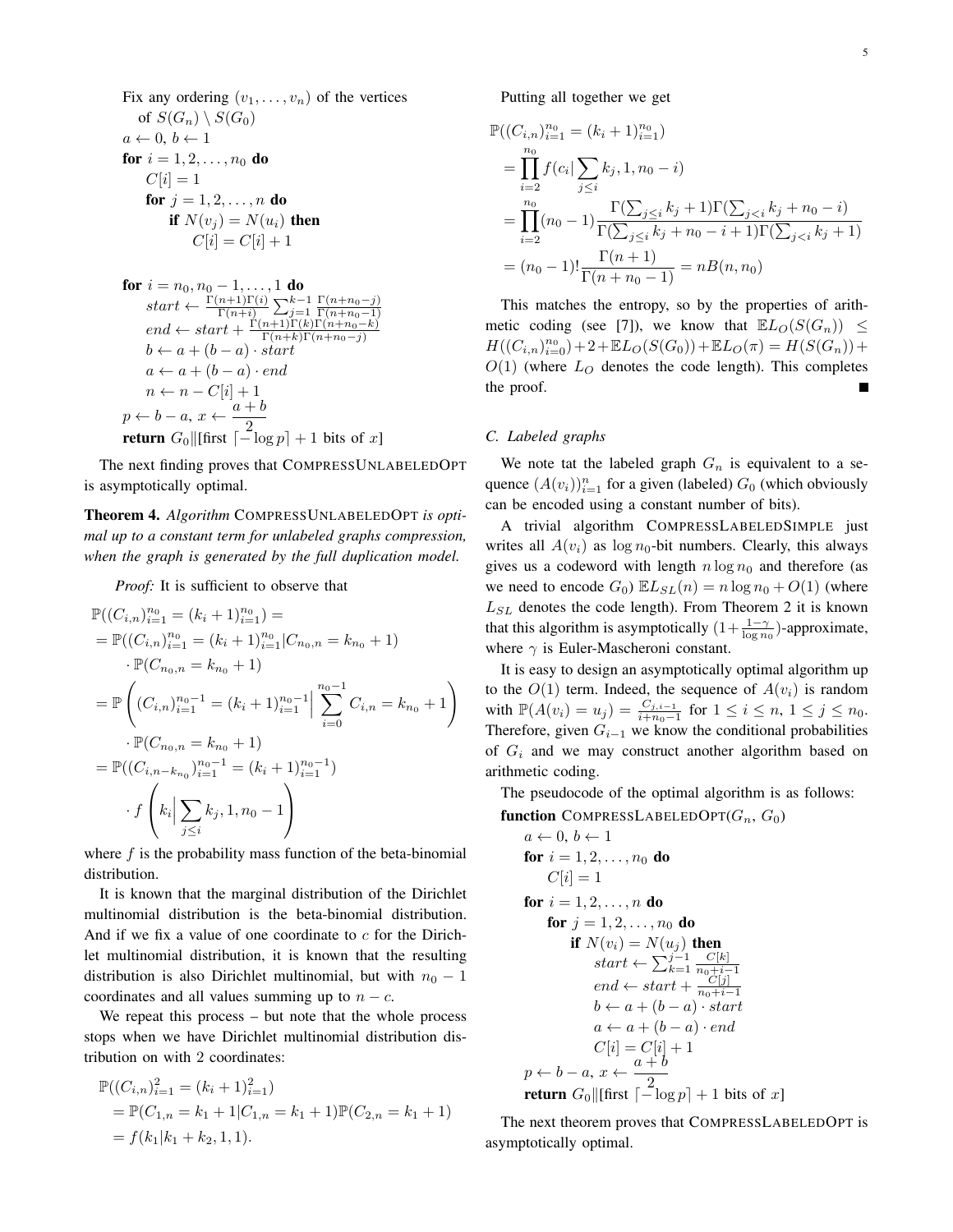```
Fix any ordering (v_1, ..., v_n) of the vertices
    of S(G_n) \ S(G_0)
a ← 0, b ← 1
for i = 1, 2, ..., n_0 do
    C[i] = 1
    for j = 1, 2, ..., n do
        if N(v_j) = N(u_i) then
            C[i] = C[i] + 1

for i = n_0, n_0 − 1, ..., 1 do
    start ← Γ(n+1)Γ(i)/Γ(n+i) · Σ_{j=1}^{k−1} Γ(n+n_0−j)/Γ(n+n_0−1)
    end ← start + Γ(n+1)Γ(k)Γ(n+n_0−k)/(Γ(n+k)Γ(n+n_0−j))
    b ← a + (b − a) · start
    a ← a + (b − a) · end
    n ← n − C[i] + 1
p ← b − a, x ← (a + b)/2
return G_0 ‖ [first ⌈− log p⌉ + 1 bits of x]
```

The next finding proves that CompressUnlabeledOpt is asymptotically optimal.

**Theorem 4.** *Algorithm* CompressUnlabeledOpt *is optimal up to a constant term for unlabeled graphs compression, when the graph is generated by the full duplication model.*

*Proof:* It is sufficient to observe that

$$
\begin{aligned}
&\mathbb{P}((C_{i,n})_{i=1}^{n_0} = (k_i+1)_{i=1}^{n_0}) = \\
&= \mathbb{P}((C_{i,n})_{i=1}^{n_0} = (k_i+1)_{i=1}^{n_0} | C_{n_0,n} = k_{n_0}+1) \\
&\quad \cdot \mathbb{P}(C_{n_0,n} = k_{n_0}+1) \\
&= \mathbb{P}\left( (C_{i,n})_{i=1}^{n_0-1} = (k_i+1)_{i=1}^{n_0-1} \Big| \sum_{i=0}^{n_0-1} C_{i,n} = k_{n_0}+1 \right) \\
&\quad \cdot \mathbb{P}(C_{n_0,n} = k_{n_0}+1) \\
&= \mathbb{P}((C_{i,n-k_{n_0}})_{i=1}^{n_0-1} = (k_i+1)_{i=1}^{n_0-1}) \\
&\quad \cdot f\left( k_i \Big| \sum_{j \le i} k_j, 1, n_0-1 \right)
\end{aligned}
$$

where $f$ is the probability mass function of the beta-binomial distribution.

It is known that the marginal distribution of the Dirichlet multinomial distribution is the beta-binomial distribution. And if we fix a value of one coordinate to $c$ for the Dirichlet multinomial distribution, it is known that the resulting distribution is also Dirichlet multinomial, but with $n_0 - 1$ coordinates and all values summing up to $n - c$.

We repeat this process – but note that the whole process stops when we have Dirichlet multinomial distribution distribution on with 2 coordinates:

$$
\begin{aligned}
&\mathbb{P}((C_{i,n})_{i=1}^{2} = (k_i+1)_{i=1}^{2}) \\
&= \mathbb{P}(C_{1,n} = k_1+1 | C_{1,n} = k_1+1)\mathbb{P}(C_{2,n} = k_1+1) \\
&= f(k_1 | k_1 + k_2, 1, 1).
\end{aligned}
$$

Putting all together we get

$$
\begin{aligned}
&\mathbb{P}((C_{i,n})_{i=1}^{n_0} = (k_i+1)_{i=1}^{n_0}) \\
&= \prod_{i=2}^{n_0} f(c_i | \sum_{j \le i} k_j, 1, n_0 - i) \\
&= \prod_{i=2}^{n_0} (n_0-1) \frac{\Gamma(\sum_{j \le i} k_j + 1)\Gamma(\sum_{j<i} k_j + n_0 - i)}{\Gamma(\sum_{j \le i} k_j + n_0 - i + 1)\Gamma(\sum_{j<i} k_j + 1)} \\
&= (n_0-1)! \frac{\Gamma(n+1)}{\Gamma(n+n_0-1)} = nB(n, n_0)
\end{aligned}
$$

This matches the entropy, so by the properties of arithmetic coding (see [7]), we know that $\mathbb{E}L_O(S(G_n)) \le H((C_{i,n})_{i=0}^{n_0}) + 2 + \mathbb{E}L_O(S(G_0)) + \mathbb{E}L_O(\pi) = H(S(G_n)) + O(1)$ (where $L_O$ denotes the code length). This completes the proof. ■

### C. Labeled graphs

We note tat the labeled graph $G_n$ is equivalent to a sequence $(A(v_i))_{i=1}^n$ for a given (labeled) $G_0$ (which obviously can be encoded using a constant number of bits).

A trivial algorithm CompressLabeledSimple just writes all $A(v_i)$ as $\log n_0$-bit numbers. Clearly, this always gives us a codeword with length $n \log n_0$ and therefore (as we need to encode $G_0$) $\mathbb{E}L_{SL}(n) = n \log n_0 + O(1)$ (where $L_{SL}$ denotes the code length). From Theorem 2 it is known that this algorithm is asymptotically $(1+\frac{1-\gamma}{\log n_0})$-approximate, where $\gamma$ is Euler-Mascheroni constant.

It is easy to design an asymptotically optimal algorithm up to the $O(1)$ term. Indeed, the sequence of $A(v_i)$ is random with $\mathbb{P}(A(v_i) = u_j) = \frac{C_{j,i-1}}{i+n_0-1}$ for $1 \le i \le n$, $1 \le j \le n_0$. Therefore, given $G_{i-1}$ we know the conditional probabilities of $G_i$ and we may construct another algorithm based on arithmetic coding.

The pseudocode of the optimal algorithm is as follows:

```
function CompressLabeledOpt(G_n, G_0)
    a ← 0, b ← 1
    for i = 1, 2, ..., n_0 do
        C[i] = 1
    for i = 1, 2, ..., n do
        for j = 1, 2, ..., n_0 do
            if N(v_i) = N(u_j) then
                start ← Σ_{k=1}^{j−1} C[k]/(n_0+i−1)
                end ← start + C[j]/(n_0+i−1)
                b ← a + (b − a) · start
                a ← a + (b − a) · end
                C[i] = C[i] + 1
    p ← b − a, x ← (a + b)/2
    return G_0 ‖ [first ⌈− log p⌉ + 1 bits of x]
```

The next theorem proves that CompressLabeledOpt is asymptotically optimal.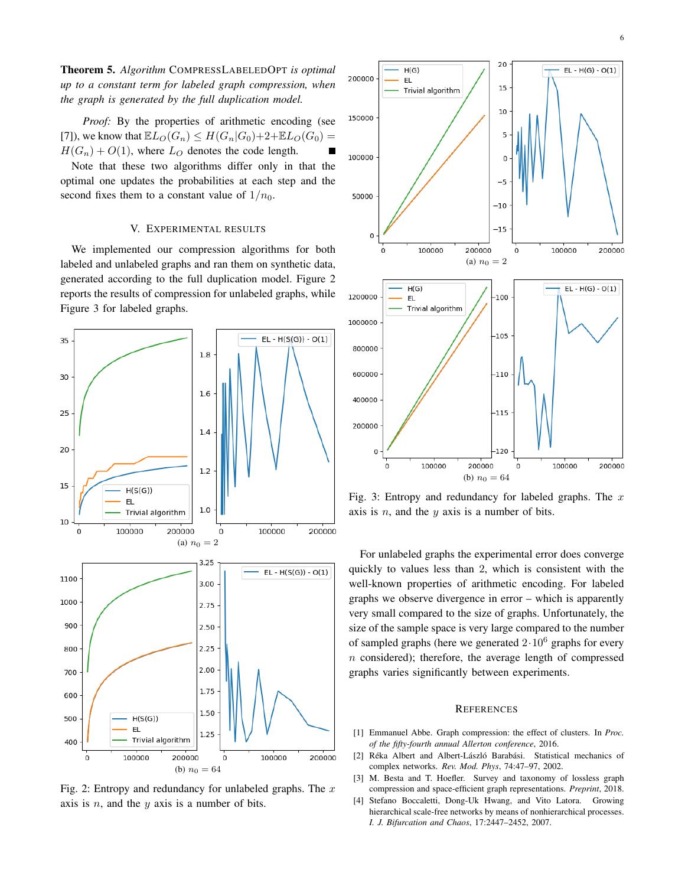**Theorem 5.** *Algorithm* CompressLabeledOpt *is optimal up to a constant term for labeled graph compression, when the graph is generated by the full duplication model.*

*Proof:* By the properties of arithmetic encoding (see [7]), we know that $\mathbb{E}L_O(G_n) \leq H(G_n|G_0)+2+\mathbb{E}L_O(G_0) = H(G_n) + O(1)$, where $L_O$ denotes the code length. ■

Note that these two algorithms differ only in that the optimal one updates the probabilities at each step and the second fixes them to a constant value of $1/n_0$.

## V. Experimental results

We implemented our compression algorithms for both labeled and unlabeled graphs and ran them on synthetic data, generated according to the full duplication model. Figure 2 reports the results of compression for unlabeled graphs, while Figure 3 for labeled graphs.

(a) $n_0 = 2$

(b) $n_0 = 64$

Fig. 2: Entropy and redundancy for unlabeled graphs. The $x$ axis is $n$, and the $y$ axis is a number of bits.

(a) $n_0 = 2$

(b) $n_0 = 64$

Fig. 3: Entropy and redundancy for labeled graphs. The $x$ axis is $n$, and the $y$ axis is a number of bits.

For unlabeled graphs the experimental error does converge quickly to values less than 2, which is consistent with the well-known properties of arithmetic encoding. For labeled graphs we observe divergence in error – which is apparently very small compared to the size of graphs. Unfortunately, the size of the sample space is very large compared to the number of sampled graphs (here we generated $2 \cdot 10^6$ graphs for every $n$ considered); therefore, the average length of compressed graphs varies significantly between experiments.

## References

[1] Emmanuel Abbe. Graph compression: the effect of clusters. In *Proc. of the fifty-fourth annual Allerton conference*, 2016.

[2] Réka Albert and Albert-László Barabási. Statistical mechanics of complex networks. *Rev. Mod. Phys*, 74:47–97, 2002.

[3] M. Besta and T. Hoefler. Survey and taxonomy of lossless graph compression and space-efficient graph representations. *Preprint*, 2018.

[4] Stefano Boccaletti, Dong-Uk Hwang, and Vito Latora. Growing hierarchical scale-free networks by means of nonhierarchical processes. *I. J. Bifurcation and Chaos*, 17:2447–2452, 2007.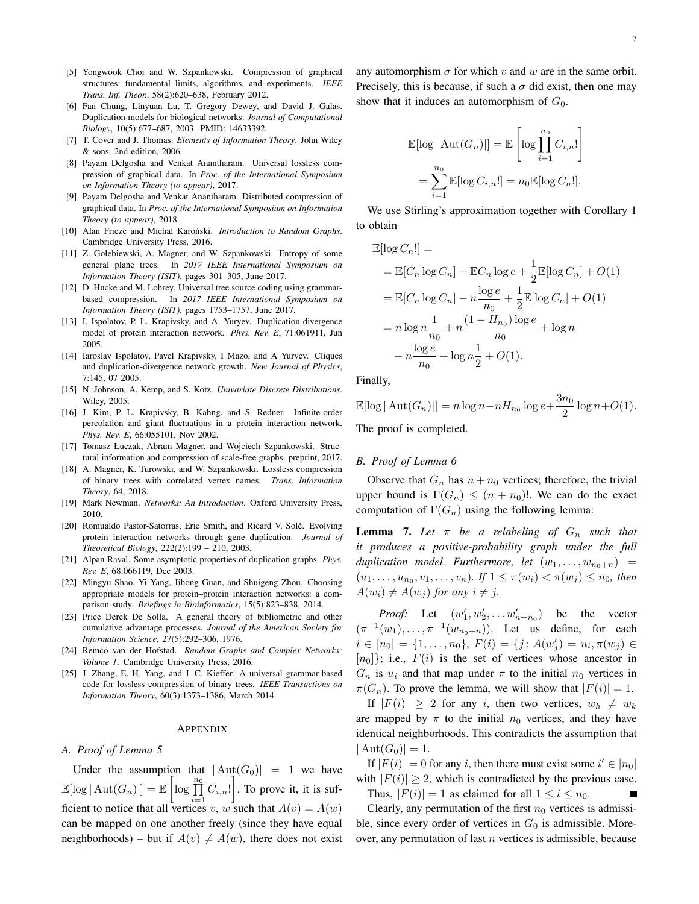[5] Yongwook Choi and W. Szpankowski. Compression of graphical structures: fundamental limits, algorithms, and experiments. *IEEE Trans. Inf. Theor.*, 58(2):620–638, February 2012.

[6] Fan Chung, Linyuan Lu, T. Gregory Dewey, and David J. Galas. Duplication models for biological networks. *Journal of Computational Biology*, 10(5):677–687, 2003. PMID: 14633392.

[7] T. Cover and J. Thomas. *Elements of Information Theory*. John Wiley & sons, 2nd edition, 2006.

[8] Payam Delgosha and Venkat Anantharam. Universal lossless compression of graphical data. In *Proc. of the International Symposium on Information Theory (to appear)*, 2017.

[9] Payam Delgosha and Venkat Anantharam. Distributed compression of graphical data. In *Proc. of the International Symposium on Information Theory (to appear)*, 2018.

[10] Alan Frieze and Michał Karoński. *Introduction to Random Graphs*. Cambridge University Press, 2016.

[11] Z. Gołebiewski, A. Magner, and W. Szpankowski. Entropy of some general plane trees. In *2017 IEEE International Symposium on Information Theory (ISIT)*, pages 301–305, June 2017.

[12] D. Hucke and M. Lohrey. Universal tree source coding using grammar-based compression. In *2017 IEEE International Symposium on Information Theory (ISIT)*, pages 1753–1757, June 2017.

[13] I. Ispolatov, P. L. Krapivsky, and A. Yuryev. Duplication-divergence model of protein interaction network. *Phys. Rev. E*, 71:061911, Jun 2005.

[14] Iaroslav Ispolatov, Pavel Krapivsky, I Mazo, and A Yuryev. Cliques and duplication-divergence network growth. *New Journal of Physics*, 7:145, 07 2005.

[15] N. Johnson, A. Kemp, and S. Kotz. *Univariate Discrete Distributions*. Wiley, 2005.

[16] J. Kim, P. L. Krapivsky, B. Kahng, and S. Redner. Infinite-order percolation and giant fluctuations in a protein interaction network. *Phys. Rev. E*, 66:055101, Nov 2002.

[17] Tomasz Łuczak, Abram Magner, and Wojciech Szpankowski. Structural information and compression of scale-free graphs. preprint, 2017.

[18] A. Magner, K. Turowski, and W. Szpankowski. Lossless compression of binary trees with correlated vertex names. *Trans. Information Theory*, 64, 2018.

[19] Mark Newman. *Networks: An Introduction*. Oxford University Press, 2010.

[20] Romualdo Pastor-Satorras, Eric Smith, and Ricard V. Solé. Evolving protein interaction networks through gene duplication. *Journal of Theoretical Biology*, 222(2):199 – 210, 2003.

[21] Alpan Raval. Some asymptotic properties of duplication graphs. *Phys. Rev. E*, 68:066119, Dec 2003.

[22] Mingyu Shao, Yi Yang, Jihong Guan, and Shuigeng Zhou. Choosing appropriate models for protein–protein interaction networks: a comparison study. *Briefings in Bioinformatics*, 15(5):823–838, 2014.

[23] Price Derek De Solla. A general theory of bibliometric and other cumulative advantage processes. *Journal of the American Society for Information Science*, 27(5):292–306, 1976.

[24] Remco van der Hofstad. *Random Graphs and Complex Networks: Volume 1*. Cambridge University Press, 2016.

[25] J. Zhang, E. H. Yang, and J. C. Kieffer. A universal grammar-based code for lossless compression of binary trees. *IEEE Transactions on Information Theory*, 60(3):1373–1386, March 2014.

## Appendix

### A. Proof of Lemma 5

Under the assumption that $|\operatorname{Aut}(G_0)| = 1$ we have $\mathbb{E}[\log|\operatorname{Aut}(G_n)|] = \mathbb{E}\left[\log\prod_{i=1}^{n_0} C_{i,n}!\right]$. To prove it, it is sufficient to notice that all vertices $v$, $w$ such that $A(v) = A(w)$ can be mapped on one another freely (since they have equal neighborhoods) – but if $A(v) \neq A(w)$, there does not exist any automorphism $\sigma$ for which $v$ and $w$ are in the same orbit. Precisely, this is because, if such a $\sigma$ did exist, then one may show that it induces an automorphism of $G_0$.

$$\mathbb{E}[\log|\operatorname{Aut}(G_n)|] = \mathbb{E}\left[\log\prod_{i=1}^{n_0} C_{i,n}!\right]$$
$$= \sum_{i=1}^{n_0}\mathbb{E}[\log C_{i,n}!] = n_0\mathbb{E}[\log C_n!].$$

We use Stirling's approximation together with Corollary 1 to obtain

$$\begin{aligned}
&\mathbb{E}[\log C_n!] = \\
&= \mathbb{E}[C_n \log C_n] - \mathbb{E}C_n \log e + \frac{1}{2}\mathbb{E}[\log C_n] + O(1) \\
&= \mathbb{E}[C_n \log C_n] - n\frac{\log e}{n_0} + \frac{1}{2}\mathbb{E}[\log C_n] + O(1) \\
&= n\log n\frac{1}{n_0} + n\frac{(1-H_{n_0})\log e}{n_0} + \log n \\
&\quad - n\frac{\log e}{n_0} + \log n\frac{1}{2} + O(1).
\end{aligned}$$

Finally,

$$\mathbb{E}[\log|\operatorname{Aut}(G_n)|] = n\log n - nH_{n_0}\log e + \frac{3n_0}{2}\log n + O(1).$$

The proof is completed.

### B. Proof of Lemma 6

Observe that $G_n$ has $n + n_0$ vertices; therefore, the trivial upper bound is $\Gamma(G_n) \leq (n+n_0)!$. We can do the exact computation of $\Gamma(G_n)$ using the following lemma:

**Lemma 7.** *Let $\pi$ be a relabeling of $G_n$ such that it produces a positive-probability graph under the full duplication model. Furthermore, let $(w_1, \ldots, w_{n_0+n}) = (u_1, \ldots, u_{n_0}, v_1, \ldots, v_n)$. If $1 \leq \pi(w_i) < \pi(w_j) \leq n_0$, then $A(w_i) \neq A(w_j)$ for any $i \neq j$.*

*Proof:* Let $(w'_1, w'_2, \ldots w'_{n+n_0})$ be the vector $(\pi^{-1}(w_1), \ldots, \pi^{-1}(w_{n_0+n}))$. Let us define, for each $i \in [n_0] = \{1, \ldots, n_0\}$, $F(i) = \{j \colon A(w'_j) = u_i, \pi(w_j) \in [n_0]\}$; i.e., $F(i)$ is the set of vertices whose ancestor in $G_n$ is $u_i$ and that map under $\pi$ to the initial $n_0$ vertices in $\pi(G_n)$. To prove the lemma, we will show that $|F(i)| = 1$.

If $|F(i)| \geq 2$ for any $i$, then two vertices, $w_h \neq w_k$ are mapped by $\pi$ to the initial $n_0$ vertices, and they have identical neighborhoods. This contradicts the assumption that $|\operatorname{Aut}(G_0)| = 1$.

If $|F(i)| = 0$ for any $i$, then there must exist some $i' \in [n_0]$ with $|F(i)| \geq 2$, which is contradicted by the previous case.

Thus, $|F(i)| = 1$ as claimed for all $1 \leq i \leq n_0$. ■

Clearly, any permutation of the first $n_0$ vertices is admissible, since every order of vertices in $G_0$ is admissible. Moreover, any permutation of last $n$ vertices is admissible, because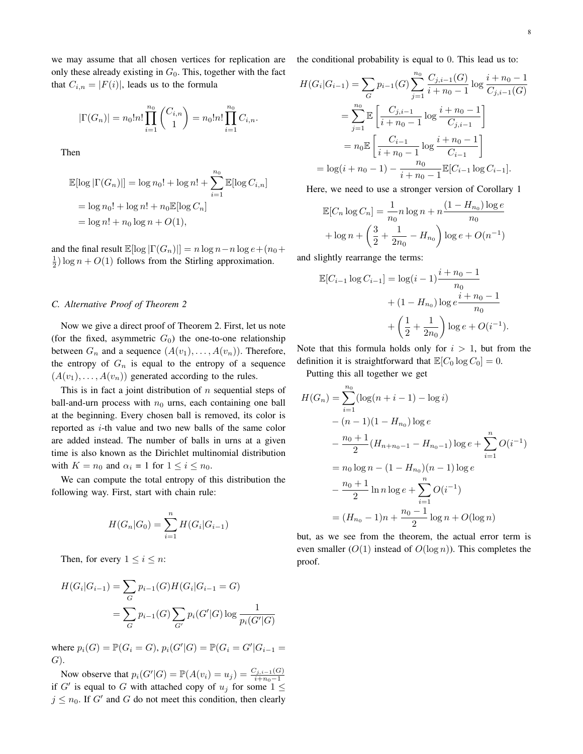we may assume that all chosen vertices for replication are only these already existing in $G_0$. This, together with the fact that $C_{i,n} = |F(i)|$, leads us to the formula

$$|\Gamma(G_n)| = n_0!n!\prod_{i=1}^{n_0}\binom{C_{i,n}}{1} = n_0!n!\prod_{i=1}^{n_0} C_{i,n}.$$

Then

$$\begin{aligned}\mathbb{E}[\log|\Gamma(G_n)|] &= \log n_0! + \log n! + \sum_{i=1}^{n_0}\mathbb{E}[\log C_{i,n}]\\ &= \log n_0! + \log n! + n_0\mathbb{E}[\log C_n]\\ &= \log n! + n_0 \log n + O(1),\end{aligned}$$

and the final result $\mathbb{E}[\log|\Gamma(G_n)|] = n\log n - n\log e + (n_0 + \frac{1}{2})\log n + O(1)$ follows from the Stirling approximation.

### C. Alternative Proof of Theorem 2

Now we give a direct proof of Theorem 2. First, let us note (for the fixed, asymmetric $G_0$) the one-to-one relationship between $G_n$ and a sequence $(A(v_1), \ldots, A(v_n))$. Therefore, the entropy of $G_n$ is equal to the entropy of a sequence $(A(v_1), \ldots, A(v_n))$ generated according to the rules.

This is in fact a joint distribution of $n$ sequential steps of ball-and-urn process with $n_0$ urns, each containing one ball at the beginning. Every chosen ball is removed, its color is reported as $i$-th value and two new balls of the same color are added instead. The number of balls in urns at a given time is also known as the Dirichlet multinomial distribution with $K = n_0$ and $\alpha_i$ = 1 for $1 \leq i \leq n_0$.

We can compute the total entropy of this distribution the following way. First, start with chain rule:

$$H(G_n|G_0) = \sum_{i=1}^{n} H(G_i|G_{i-1})$$

Then, for every $1 \leq i \leq n$:

$$\begin{aligned}H(G_i|G_{i-1}) &= \sum_G p_{i-1}(G) H(G_i|G_{i-1} = G)\\ &= \sum_G p_{i-1}(G)\sum_{G'} p_i(G'|G)\log\frac{1}{p_i(G'|G)}\end{aligned}$$

where $p_i(G) = \mathbb{P}(G_i = G)$, $p_i(G'|G) = \mathbb{P}(G_i = G'|G_{i-1} = G)$.

Now observe that $p_i(G'|G) = \mathbb{P}(A(v_i) = u_j) = \frac{C_{j,i-1}(G)}{i+n_0-1}$ if $G'$ is equal to $G$ with attached copy of $u_j$ for some $1 \leq j \leq n_0$. If $G'$ and $G$ do not meet this condition, then clearly the conditional probability is equal to 0. This lead us to:

$$\begin{aligned}H(G_i|G_{i-1}) &= \sum_G p_{i-1}(G)\sum_{j=1}^{n_0}\frac{C_{j,i-1}(G)}{i+n_0-1}\log\frac{i+n_0-1}{C_{j,i-1}(G)}\\ &= \sum_{j=1}^{n_0}\mathbb{E}\left[\frac{C_{j,i-1}}{i+n_0-1}\log\frac{i+n_0-1}{C_{j,i-1}}\right]\\ &= n_0\mathbb{E}\left[\frac{C_{i-1}}{i+n_0-1}\log\frac{i+n_0-1}{C_{i-1}}\right]\\ &= \log(i+n_0-1) - \frac{n_0}{i+n_0-1}\mathbb{E}[C_{i-1}\log C_{i-1}].\end{aligned}$$

Here, we need to use a stronger version of Corollary 1

$$\begin{aligned}\mathbb{E}[C_n\log C_n] &= \frac{1}{n_0}n\log n + n\frac{(1-H_{n_0})\log e}{n_0}\\ &+ \log n + \left(\frac{3}{2} + \frac{1}{2n_0} - H_{n_0}\right)\log e + O(n^{-1})\end{aligned}$$

and slightly rearrange the terms:

$$\begin{aligned}\mathbb{E}[C_{i-1}\log C_{i-1}] &= \log(i-1)\frac{i+n_0-1}{n_0}\\ &+ (1-H_{n_0})\log e\frac{i+n_0-1}{n_0}\\ &+ \left(\frac{1}{2} + \frac{1}{2n_0}\right)\log e + O(i^{-1}).\end{aligned}$$

Note that this formula holds only for $i > 1$, but from the definition it is straightforward that $\mathbb{E}[C_0\log C_0] = 0$.

Putting this all together we get

$$\begin{aligned}H(G_n) &= \sum_{i=1}^{n_0}(\log(n+i-1) - \log i)\\ &- (n-1)(1-H_{n_0})\log e\\ &- \frac{n_0+1}{2}(H_{n+n_0-1} - H_{n_0-1})\log e + \sum_{i=1}^{n}O(i^{-1})\\ &= n_0\log n - (1-H_{n_0})(n-1)\log e\\ &- \frac{n_0+1}{2}\ln n\log e + \sum_{i=1}^{n}O(i^{-1})\\ &= (H_{n_0}-1)n + \frac{n_0-1}{2}\log n + O(\log n)\end{aligned}$$

but, as we see from the theorem, the actual error term is even smaller ($O(1)$ instead of $O(\log n)$). This completes the proof.